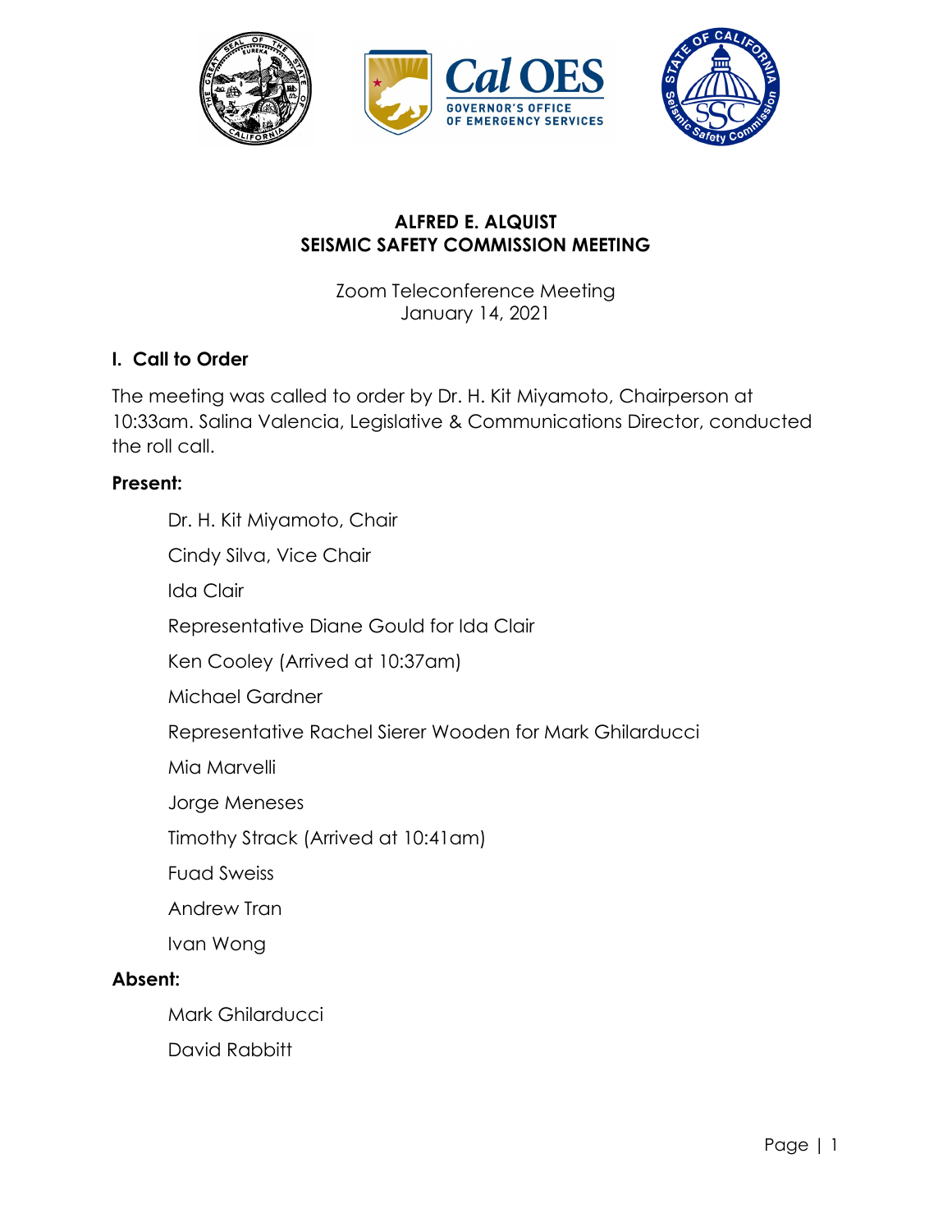# ALFRED E. ALQUIST
# SEISMIC SAFETY COMMISSION MEETING

Zoom Teleconference Meeting
January 14, 2021

## I. Call to Order

The meeting was called to order by Dr. H. Kit Miyamoto, Chairperson at 10:33am. Salina Valencia, Legislative & Communications Director, conducted the roll call.

**Present:**

- Dr. H. Kit Miyamoto, Chair
- Cindy Silva, Vice Chair
- Ida Clair
- Representative Diane Gould for Ida Clair
- Ken Cooley (Arrived at 10:37am)
- Michael Gardner
- Representative Rachel Sierer Wooden for Mark Ghilarducci
- Mia Marvelli
- Jorge Meneses
- Timothy Strack (Arrived at 10:41am)
- Fuad Sweiss
- Andrew Tran
- Ivan Wong

**Absent:**

- Mark Ghilarducci
- David Rabbitt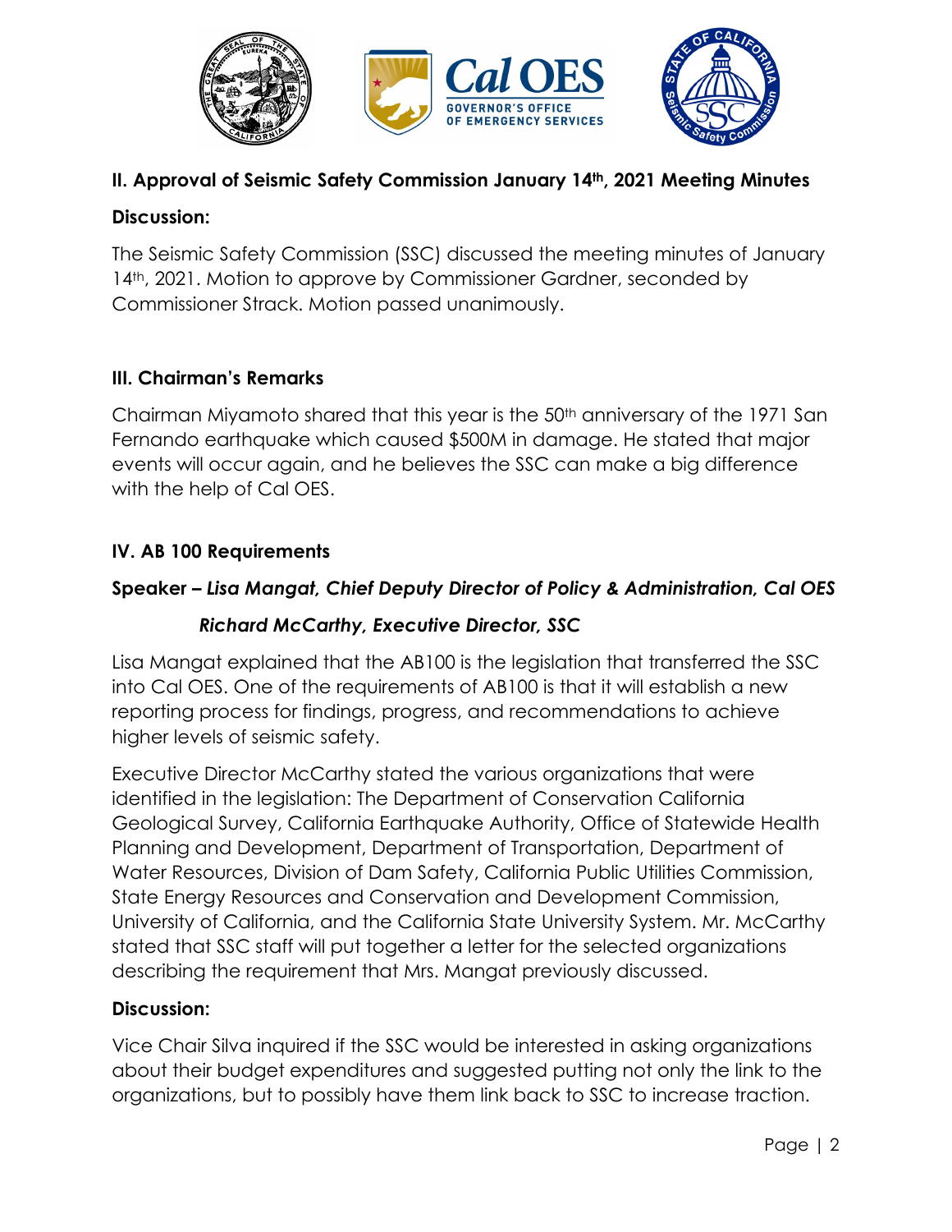## II. Approval of Seismic Safety Commission January 14th, 2021 Meeting Minutes

**Discussion:**

The Seismic Safety Commission (SSC) discussed the meeting minutes of January 14th, 2021. Motion to approve by Commissioner Gardner, seconded by Commissioner Strack. Motion passed unanimously.

## III. Chairman's Remarks

Chairman Miyamoto shared that this year is the 50th anniversary of the 1971 San Fernando earthquake which caused $500M in damage. He stated that major events will occur again, and he believes the SSC can make a big difference with the help of Cal OES.

## IV. AB 100 Requirements

**Speaker – *Lisa Mangat, Chief Deputy Director of Policy & Administration, Cal OES***

***Richard McCarthy, Executive Director, SSC***

Lisa Mangat explained that the AB100 is the legislation that transferred the SSC into Cal OES. One of the requirements of AB100 is that it will establish a new reporting process for findings, progress, and recommendations to achieve higher levels of seismic safety.

Executive Director McCarthy stated the various organizations that were identified in the legislation: The Department of Conservation California Geological Survey, California Earthquake Authority, Office of Statewide Health Planning and Development, Department of Transportation, Department of Water Resources, Division of Dam Safety, California Public Utilities Commission, State Energy Resources and Conservation and Development Commission, University of California, and the California State University System. Mr. McCarthy stated that SSC staff will put together a letter for the selected organizations describing the requirement that Mrs. Mangat previously discussed.

**Discussion:**

Vice Chair Silva inquired if the SSC would be interested in asking organizations about their budget expenditures and suggested putting not only the link to the organizations, but to possibly have them link back to SSC to increase traction.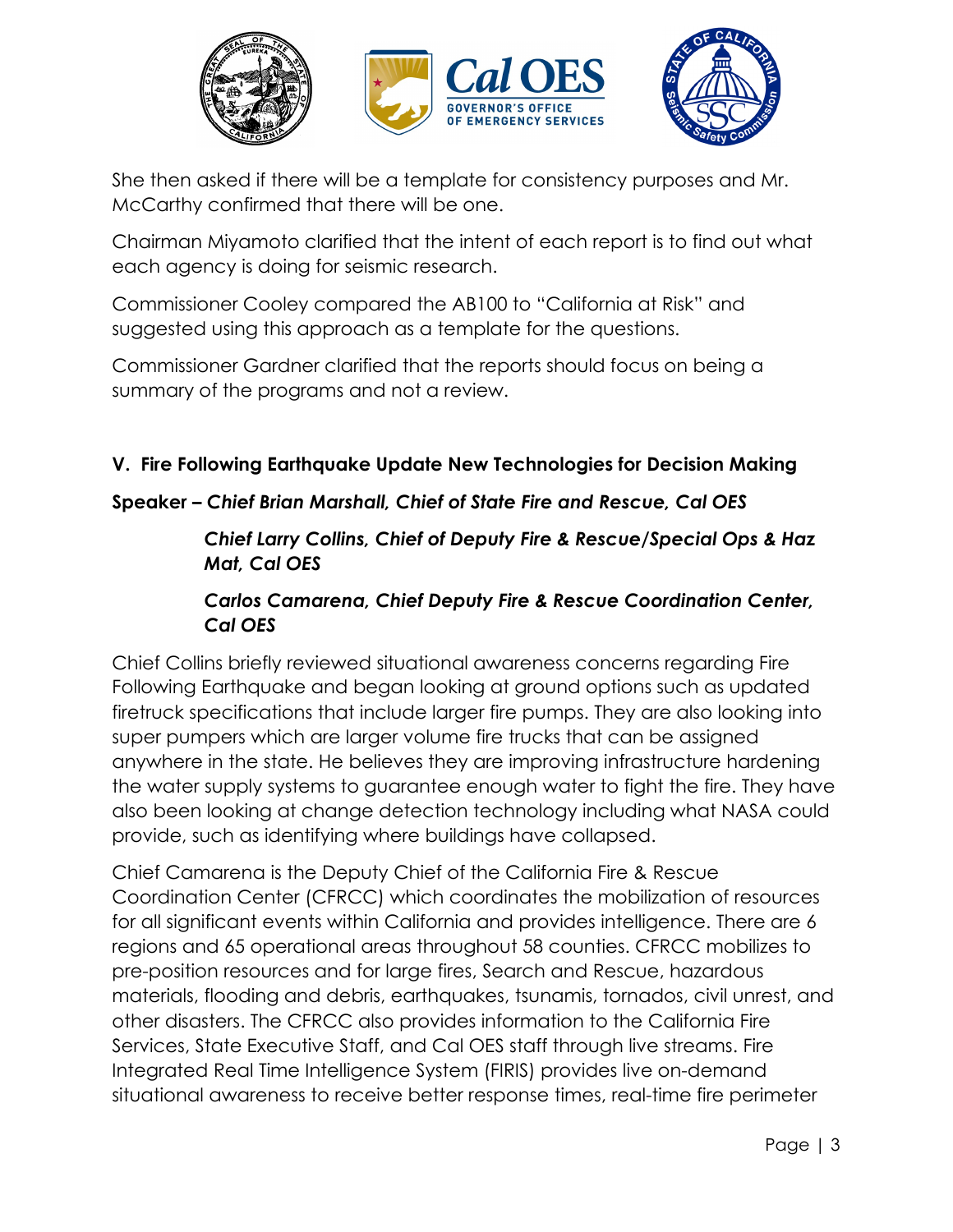She then asked if there will be a template for consistency purposes and Mr. McCarthy confirmed that there will be one.

Chairman Miyamoto clarified that the intent of each report is to find out what each agency is doing for seismic research.

Commissioner Cooley compared the AB100 to "California at Risk" and suggested using this approach as a template for the questions.

Commissioner Gardner clarified that the reports should focus on being a summary of the programs and not a review.

## V. Fire Following Earthquake Update New Technologies for Decision Making

**Speaker – *Chief Brian Marshall, Chief of State Fire and Rescue, Cal OES***

***Chief Larry Collins, Chief of Deputy Fire & Rescue/Special Ops & Haz Mat, Cal OES***

***Carlos Camarena, Chief Deputy Fire & Rescue Coordination Center, Cal OES***

Chief Collins briefly reviewed situational awareness concerns regarding Fire Following Earthquake and began looking at ground options such as updated firetruck specifications that include larger fire pumps. They are also looking into super pumpers which are larger volume fire trucks that can be assigned anywhere in the state. He believes they are improving infrastructure hardening the water supply systems to guarantee enough water to fight the fire. They have also been looking at change detection technology including what NASA could provide, such as identifying where buildings have collapsed.

Chief Camarena is the Deputy Chief of the California Fire & Rescue Coordination Center (CFRCC) which coordinates the mobilization of resources for all significant events within California and provides intelligence. There are 6 regions and 65 operational areas throughout 58 counties. CFRCC mobilizes to pre-position resources and for large fires, Search and Rescue, hazardous materials, flooding and debris, earthquakes, tsunamis, tornados, civil unrest, and other disasters. The CFRCC also provides information to the California Fire Services, State Executive Staff, and Cal OES staff through live streams. Fire Integrated Real Time Intelligence System (FIRIS) provides live on-demand situational awareness to receive better response times, real-time fire perimeter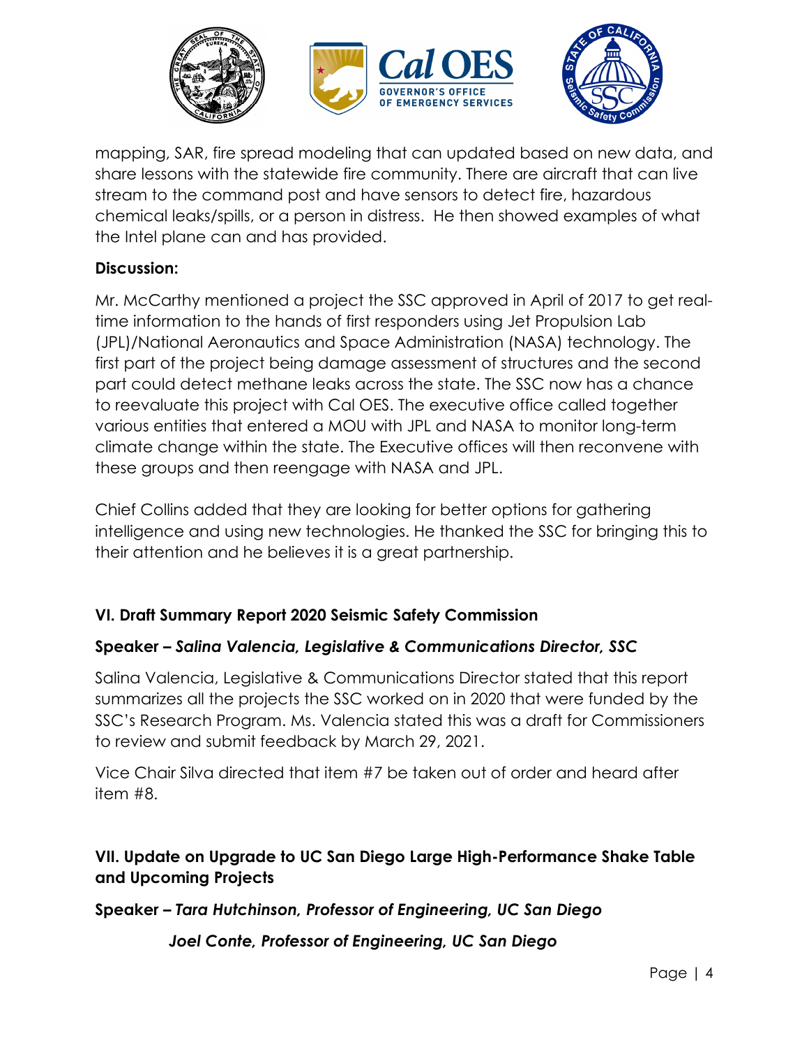mapping, SAR, fire spread modeling that can updated based on new data, and share lessons with the statewide fire community. There are aircraft that can live stream to the command post and have sensors to detect fire, hazardous chemical leaks/spills, or a person in distress. He then showed examples of what the Intel plane can and has provided.

**Discussion:**

Mr. McCarthy mentioned a project the SSC approved in April of 2017 to get real-time information to the hands of first responders using Jet Propulsion Lab (JPL)/National Aeronautics and Space Administration (NASA) technology. The first part of the project being damage assessment of structures and the second part could detect methane leaks across the state. The SSC now has a chance to reevaluate this project with Cal OES. The executive office called together various entities that entered a MOU with JPL and NASA to monitor long-term climate change within the state. The Executive offices will then reconvene with these groups and then reengage with NASA and JPL.

Chief Collins added that they are looking for better options for gathering intelligence and using new technologies. He thanked the SSC for bringing this to their attention and he believes it is a great partnership.

### VI. Draft Summary Report 2020 Seismic Safety Commission

**Speaker – *Salina Valencia, Legislative & Communications Director, SSC***

Salina Valencia, Legislative & Communications Director stated that this report summarizes all the projects the SSC worked on in 2020 that were funded by the SSC's Research Program. Ms. Valencia stated this was a draft for Commissioners to review and submit feedback by March 29, 2021.

Vice Chair Silva directed that item #7 be taken out of order and heard after item #8.

### VII. Update on Upgrade to UC San Diego Large High-Performance Shake Table and Upcoming Projects

**Speaker – *Tara Hutchinson, Professor of Engineering, UC San Diego***

***Joel Conte, Professor of Engineering, UC San Diego***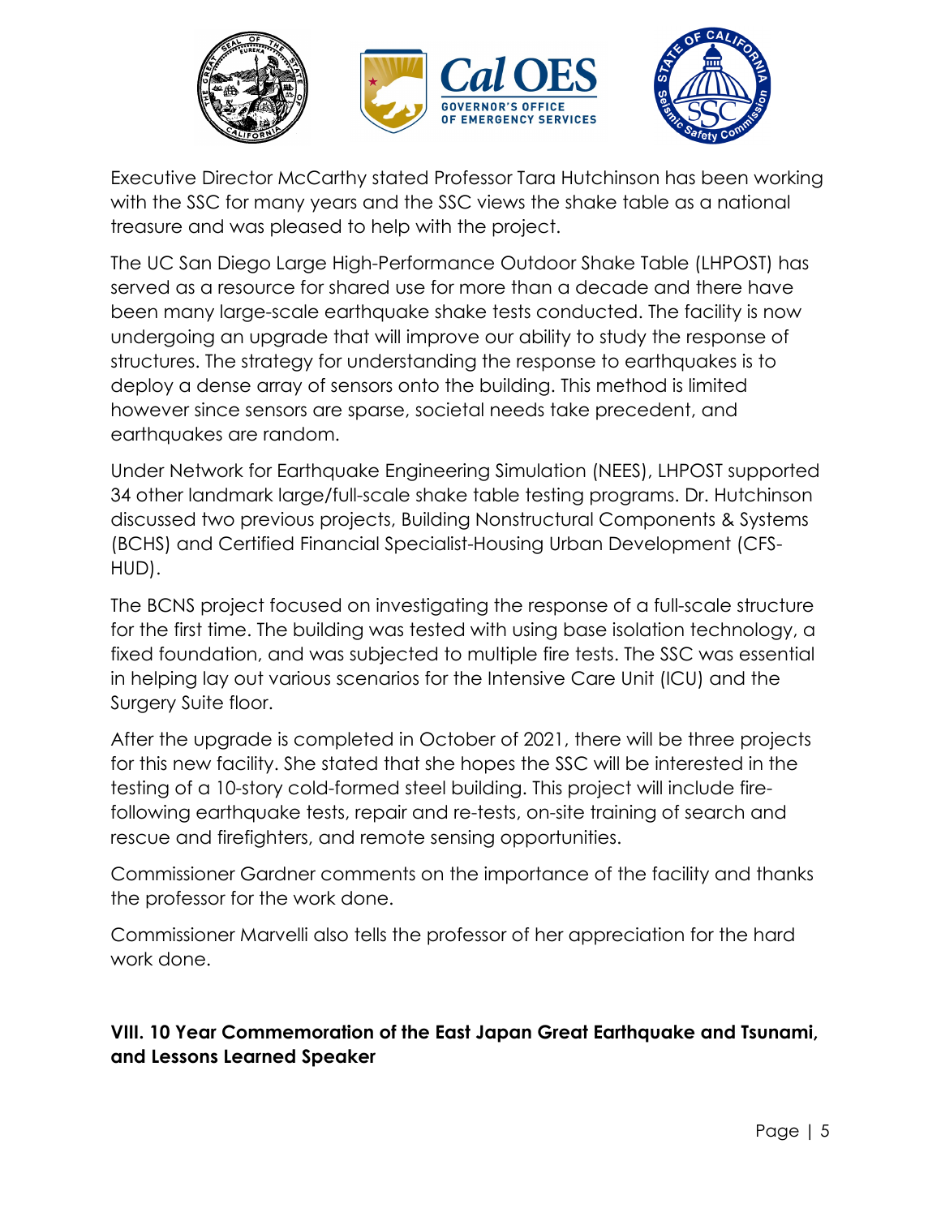Executive Director McCarthy stated Professor Tara Hutchinson has been working with the SSC for many years and the SSC views the shake table as a national treasure and was pleased to help with the project.

The UC San Diego Large High-Performance Outdoor Shake Table (LHPOST) has served as a resource for shared use for more than a decade and there have been many large-scale earthquake shake tests conducted. The facility is now undergoing an upgrade that will improve our ability to study the response of structures. The strategy for understanding the response to earthquakes is to deploy a dense array of sensors onto the building. This method is limited however since sensors are sparse, societal needs take precedent, and earthquakes are random.

Under Network for Earthquake Engineering Simulation (NEES), LHPOST supported 34 other landmark large/full-scale shake table testing programs. Dr. Hutchinson discussed two previous projects, Building Nonstructural Components & Systems (BCHS) and Certified Financial Specialist-Housing Urban Development (CFS-HUD).

The BCNS project focused on investigating the response of a full-scale structure for the first time. The building was tested with using base isolation technology, a fixed foundation, and was subjected to multiple fire tests. The SSC was essential in helping lay out various scenarios for the Intensive Care Unit (ICU) and the Surgery Suite floor.

After the upgrade is completed in October of 2021, there will be three projects for this new facility. She stated that she hopes the SSC will be interested in the testing of a 10-story cold-formed steel building. This project will include fire-following earthquake tests, repair and re-tests, on-site training of search and rescue and firefighters, and remote sensing opportunities.

Commissioner Gardner comments on the importance of the facility and thanks the professor for the work done.

Commissioner Marvelli also tells the professor of her appreciation for the hard work done.

## VIII. 10 Year Commemoration of the East Japan Great Earthquake and Tsunami, and Lessons Learned Speaker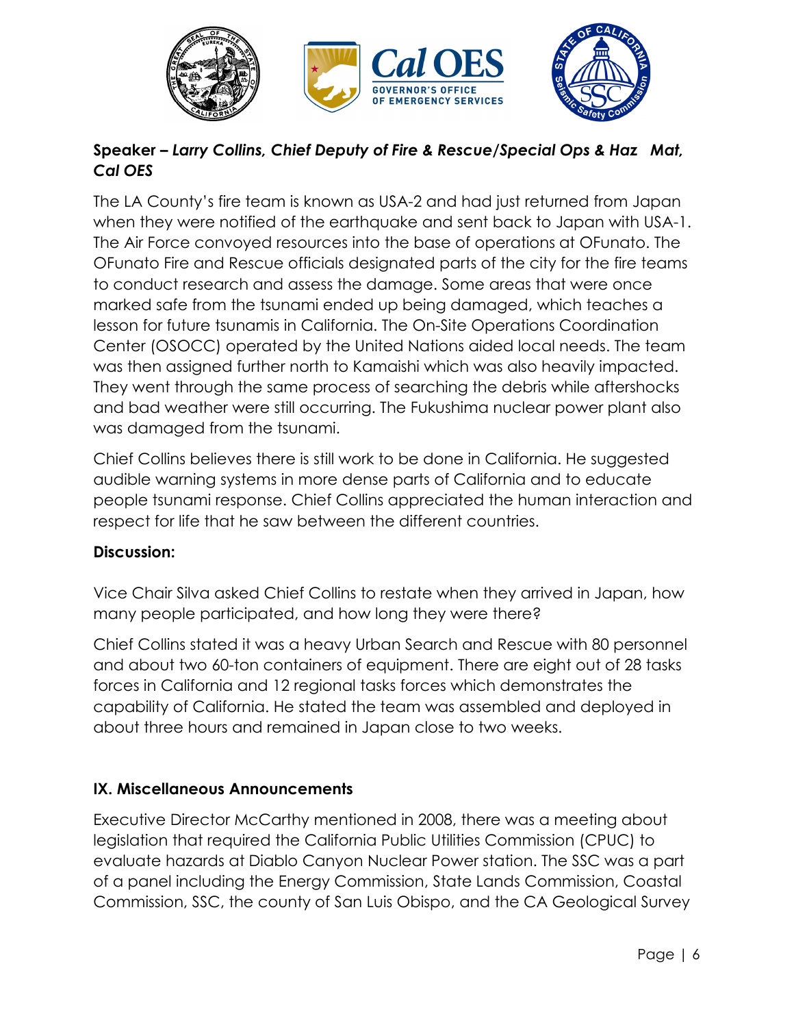**Speaker –** ***Larry Collins, Chief Deputy of Fire & Rescue/Special Ops & Haz Mat, Cal OES***

The LA County's fire team is known as USA-2 and had just returned from Japan when they were notified of the earthquake and sent back to Japan with USA-1. The Air Force convoyed resources into the base of operations at OFunato. The OFunato Fire and Rescue officials designated parts of the city for the fire teams to conduct research and assess the damage. Some areas that were once marked safe from the tsunami ended up being damaged, which teaches a lesson for future tsunamis in California. The On-Site Operations Coordination Center (OSOCC) operated by the United Nations aided local needs. The team was then assigned further north to Kamaishi which was also heavily impacted. They went through the same process of searching the debris while aftershocks and bad weather were still occurring. The Fukushima nuclear power plant also was damaged from the tsunami.

Chief Collins believes there is still work to be done in California. He suggested audible warning systems in more dense parts of California and to educate people tsunami response. Chief Collins appreciated the human interaction and respect for life that he saw between the different countries.

**Discussion:**

Vice Chair Silva asked Chief Collins to restate when they arrived in Japan, how many people participated, and how long they were there?

Chief Collins stated it was a heavy Urban Search and Rescue with 80 personnel and about two 60-ton containers of equipment. There are eight out of 28 tasks forces in California and 12 regional tasks forces which demonstrates the capability of California. He stated the team was assembled and deployed in about three hours and remained in Japan close to two weeks.

## IX. Miscellaneous Announcements

Executive Director McCarthy mentioned in 2008, there was a meeting about legislation that required the California Public Utilities Commission (CPUC) to evaluate hazards at Diablo Canyon Nuclear Power station. The SSC was a part of a panel including the Energy Commission, State Lands Commission, Coastal Commission, SSC, the county of San Luis Obispo, and the CA Geological Survey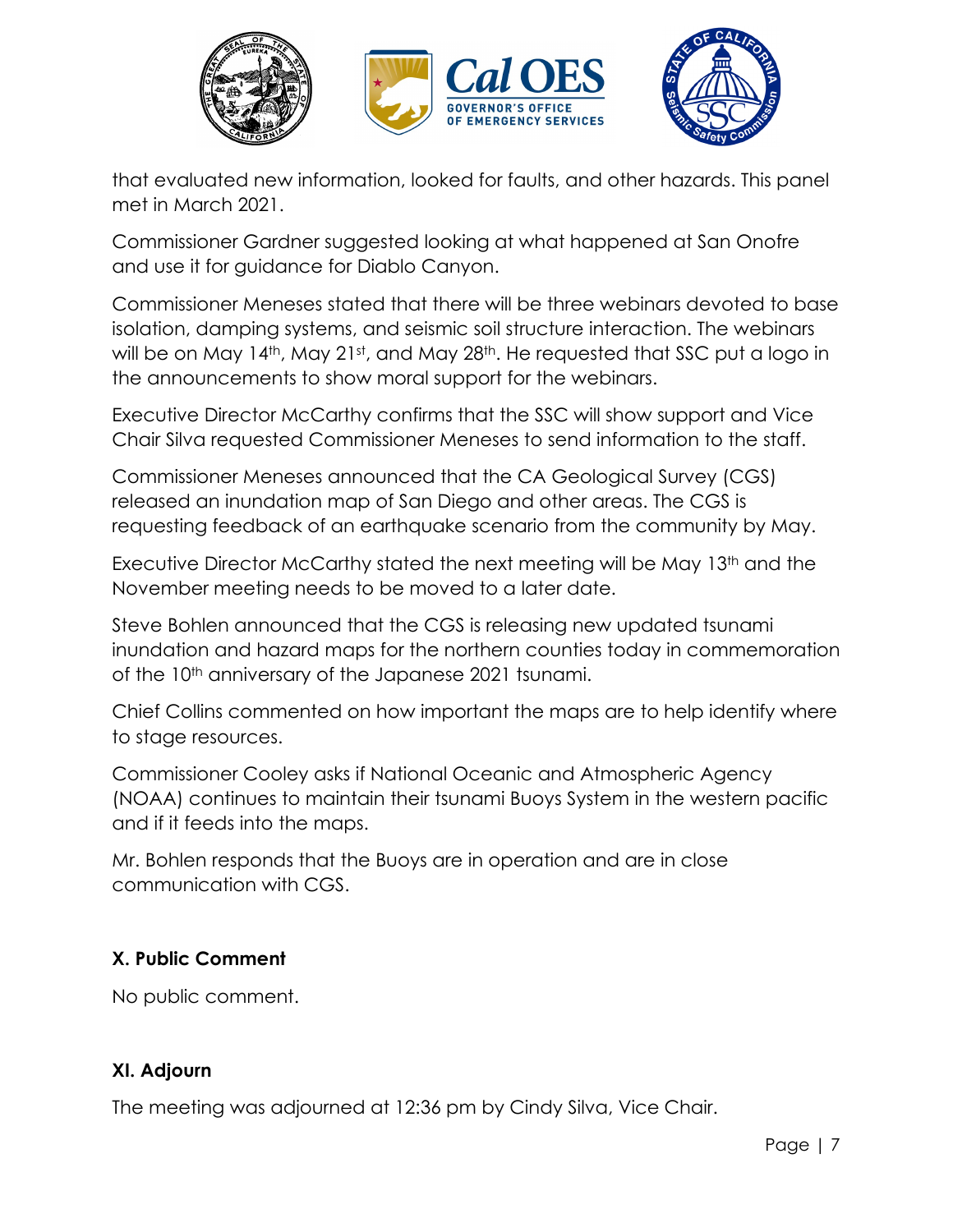that evaluated new information, looked for faults, and other hazards. This panel met in March 2021.

Commissioner Gardner suggested looking at what happened at San Onofre and use it for guidance for Diablo Canyon.

Commissioner Meneses stated that there will be three webinars devoted to base isolation, damping systems, and seismic soil structure interaction. The webinars will be on May 14th, May 21st, and May 28th. He requested that SSC put a logo in the announcements to show moral support for the webinars.

Executive Director McCarthy confirms that the SSC will show support and Vice Chair Silva requested Commissioner Meneses to send information to the staff.

Commissioner Meneses announced that the CA Geological Survey (CGS) released an inundation map of San Diego and other areas. The CGS is requesting feedback of an earthquake scenario from the community by May.

Executive Director McCarthy stated the next meeting will be May 13th and the November meeting needs to be moved to a later date.

Steve Bohlen announced that the CGS is releasing new updated tsunami inundation and hazard maps for the northern counties today in commemoration of the 10th anniversary of the Japanese 2021 tsunami.

Chief Collins commented on how important the maps are to help identify where to stage resources.

Commissioner Cooley asks if National Oceanic and Atmospheric Agency (NOAA) continues to maintain their tsunami Buoys System in the western pacific and if it feeds into the maps.

Mr. Bohlen responds that the Buoys are in operation and are in close communication with CGS.

### X. Public Comment

No public comment.

### XI. Adjourn

The meeting was adjourned at 12:36 pm by Cindy Silva, Vice Chair.